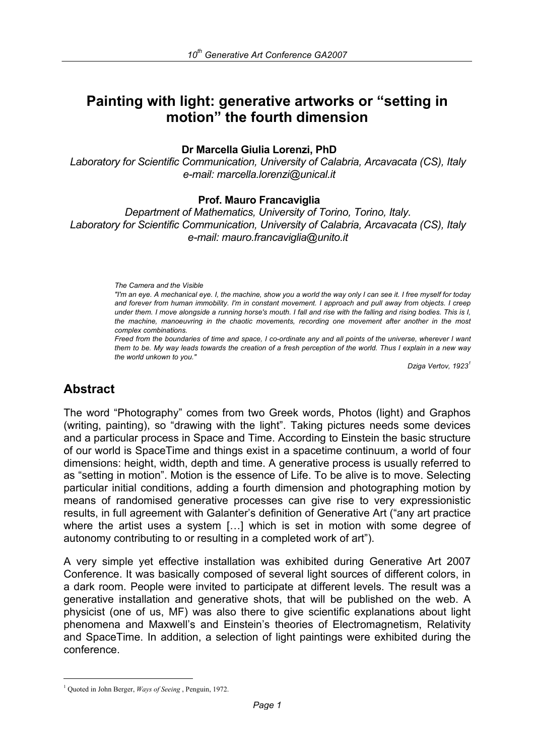# Painting with light: generative artworks or "setting in motion" the fourth dimension

**Dr Marcella Giulia Lorenzi, PhD**

*Laboratory for Scientific Communication, University of Calabria, Arcavacata (CS), Italy*
*e-mail: marcella.lorenzi@unical.it*

**Prof. Mauro Francaviglia**

*Department of Mathematics, University of Torino, Torino, Italy.*
*Laboratory for Scientific Communication, University of Calabria, Arcavacata (CS), Italy*
*e-mail: mauro.francaviglia@unito.it*

> *The Camera and the Visible*
> *"I'm an eye. A mechanical eye. I, the machine, show you a world the way only I can see it. I free myself for today and forever from human immobility. I'm in constant movement. I approach and pull away from objects. I creep under them. I move alongside a running horse's mouth. I fall and rise with the falling and rising bodies. This is I, the machine, manoeuvring in the chaotic movements, recording one movement after another in the most complex combinations.*
> *Freed from the boundaries of time and space, I co-ordinate any and all points of the universe, wherever I want them to be. My way leads towards the creation of a fresh perception of the world. Thus I explain in a new way the world unkown to you."*
>
> *Dziga Vertov, 1923*[1]

## Abstract

The word "Photography" comes from two Greek words, Photos (light) and Graphos (writing, painting), so "drawing with the light". Taking pictures needs some devices and a particular process in Space and Time. According to Einstein the basic structure of our world is SpaceTime and things exist in a spacetime continuum, a world of four dimensions: height, width, depth and time. A generative process is usually referred to as "setting in motion". Motion is the essence of Life. To be alive is to move. Selecting particular initial conditions, adding a fourth dimension and photographing motion by means of randomised generative processes can give rise to very expressionistic results, in full agreement with Galanter's definition of Generative Art ("any art practice where the artist uses a system […] which is set in motion with some degree of autonomy contributing to or resulting in a completed work of art").

A very simple yet effective installation was exhibited during Generative Art 2007 Conference. It was basically composed of several light sources of different colors, in a dark room. People were invited to participate at different levels. The result was a generative installation and generative shots, that will be published on the web. A physicist (one of us, MF) was also there to give scientific explanations about light phenomena and Maxwell's and Einstein's theories of Electromagnetism, Relativity and SpaceTime. In addition, a selection of light paintings were exhibited during the conference.

---

[1] Quoted in John Berger, *Ways of Seeing* , Penguin, 1972.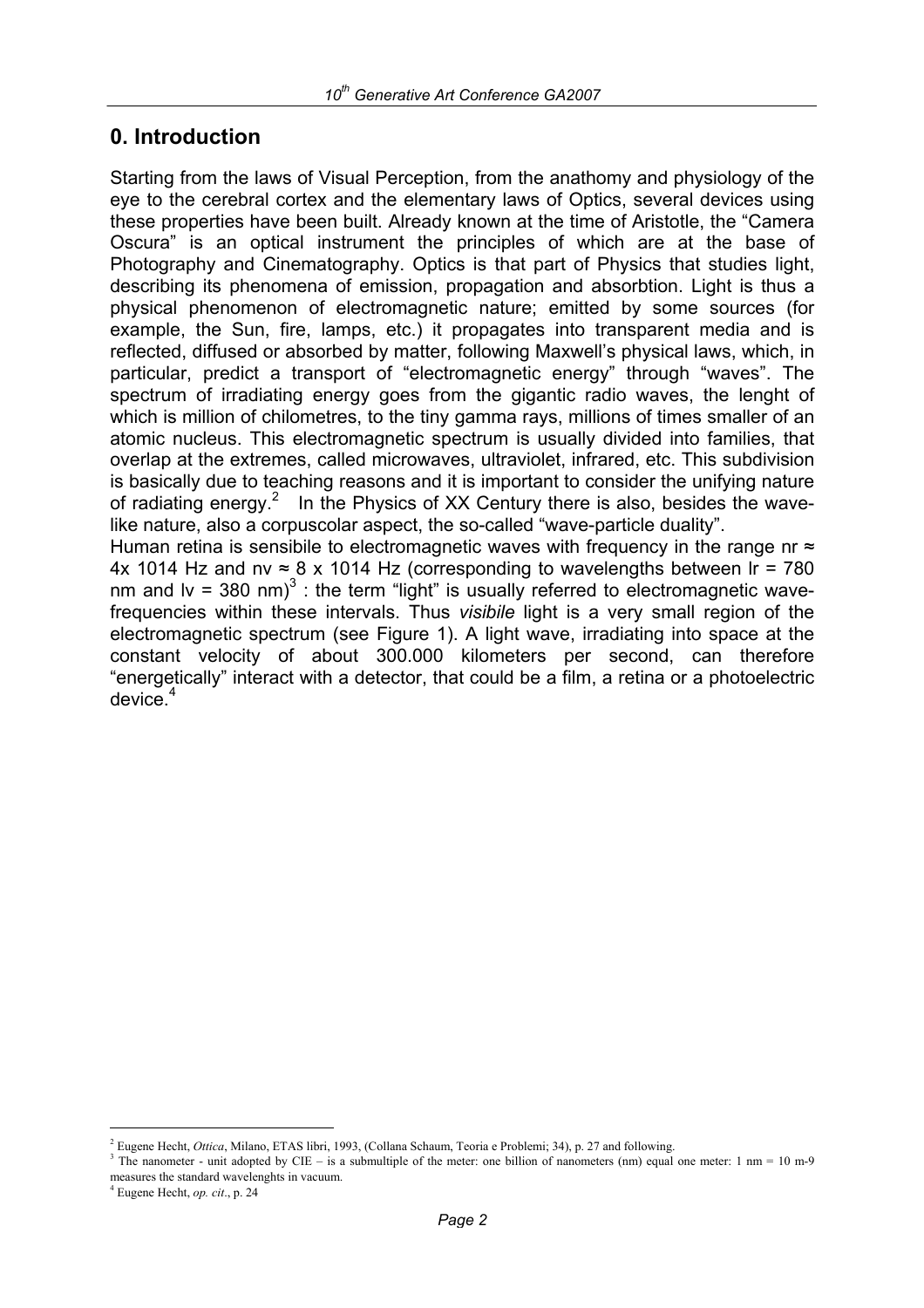## 0. Introduction

Starting from the laws of Visual Perception, from the anathomy and physiology of the eye to the cerebral cortex and the elementary laws of Optics, several devices using these properties have been built. Already known at the time of Aristotle, the "Camera Oscura" is an optical instrument the principles of which are at the base of Photography and Cinematography. Optics is that part of Physics that studies light, describing its phenomena of emission, propagation and absorbtion. Light is thus a physical phenomenon of electromagnetic nature; emitted by some sources (for example, the Sun, fire, lamps, etc.) it propagates into transparent media and is reflected, diffused or absorbed by matter, following Maxwell's physical laws, which, in particular, predict a transport of "electromagnetic energy" through "waves". The spectrum of irradiating energy goes from the gigantic radio waves, the lenght of which is million of chilometres, to the tiny gamma rays, millions of times smaller of an atomic nucleus. This electromagnetic spectrum is usually divided into families, that overlap at the extremes, called microwaves, ultraviolet, infrared, etc. This subdivision is basically due to teaching reasons and it is important to consider the unifying nature of radiating energy.[2] In the Physics of XX Century there is also, besides the wave-like nature, also a corpuscolar aspect, the so-called "wave-particle duality".

Human retina is sensibile to electromagnetic waves with frequency in the range nr ≈ 4x 1014 Hz and nv ≈ 8 x 1014 Hz (corresponding to wavelengths between lr = 780 nm and lv = 380 nm)[3] : the term "light" is usually referred to electromagnetic wave-frequencies within these intervals. Thus *visibile* light is a very small region of the electromagnetic spectrum (see Figure 1). A light wave, irradiating into space at the constant velocity of about 300.000 kilometers per second, can therefore "energetically" interact with a detector, that could be a film, a retina or a photoelectric device.[4]

---

[2] Eugene Hecht, *Ottica*, Milano, ETAS libri, 1993, (Collana Schaum, Teoria e Problemi; 34), p. 27 and following.

[3] The nanometer - unit adopted by CIE – is a submultiple of the meter: one billion of nanometers (nm) equal one meter: 1 nm = 10 m-9 measures the standard wavelenghts in vacuum.

[4] Eugene Hecht, *op. cit*., p. 24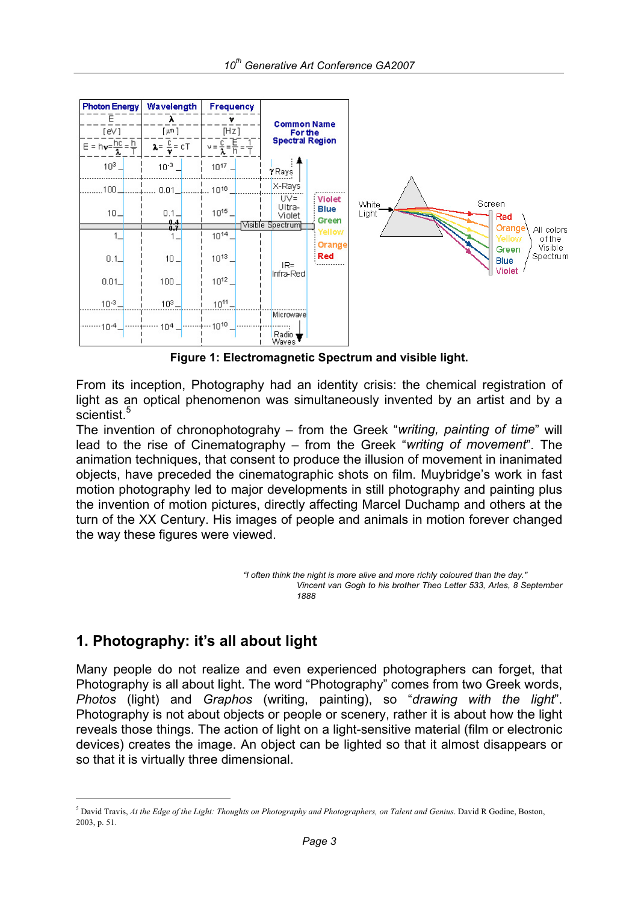**Figure 1: Electromagnetic Spectrum and visible light.**

From its inception, Photography had an identity crisis: the chemical registration of light as an optical phenomenon was simultaneously invented by an artist and by a scientist.[5]

The invention of chronophotograhy – from the Greek "*writing, painting of time*" will lead to the rise of Cinematography – from the Greek "*writing of movement*". The animation techniques, that consent to produce the illusion of movement in inanimated objects, have preceded the cinematographic shots on film. Muybridge's work in fast motion photography led to major developments in still photography and painting plus the invention of motion pictures, directly affecting Marcel Duchamp and others at the turn of the XX Century. His images of people and animals in motion forever changed the way these figures were viewed.

> *"I often think the night is more alive and more richly coloured than the day."*
> *Vincent van Gogh to his brother Theo Letter 533, Arles, 8 September 1888*

## 1. Photography: it's all about light

Many people do not realize and even experienced photographers can forget, that Photography is all about light. The word "Photography" comes from two Greek words, *Photos* (light) and *Graphos* (writing, painting), so "*drawing with the light*". Photography is not about objects or people or scenery, rather it is about how the light reveals those things. The action of light on a light-sensitive material (film or electronic devices) creates the image. An object can be lighted so that it almost disappears or so that it is virtually three dimensional.

---

[5] David Travis, *At the Edge of the Light: Thoughts on Photography and Photographers, on Talent and Genius*. David R Godine, Boston, 2003, p. 51.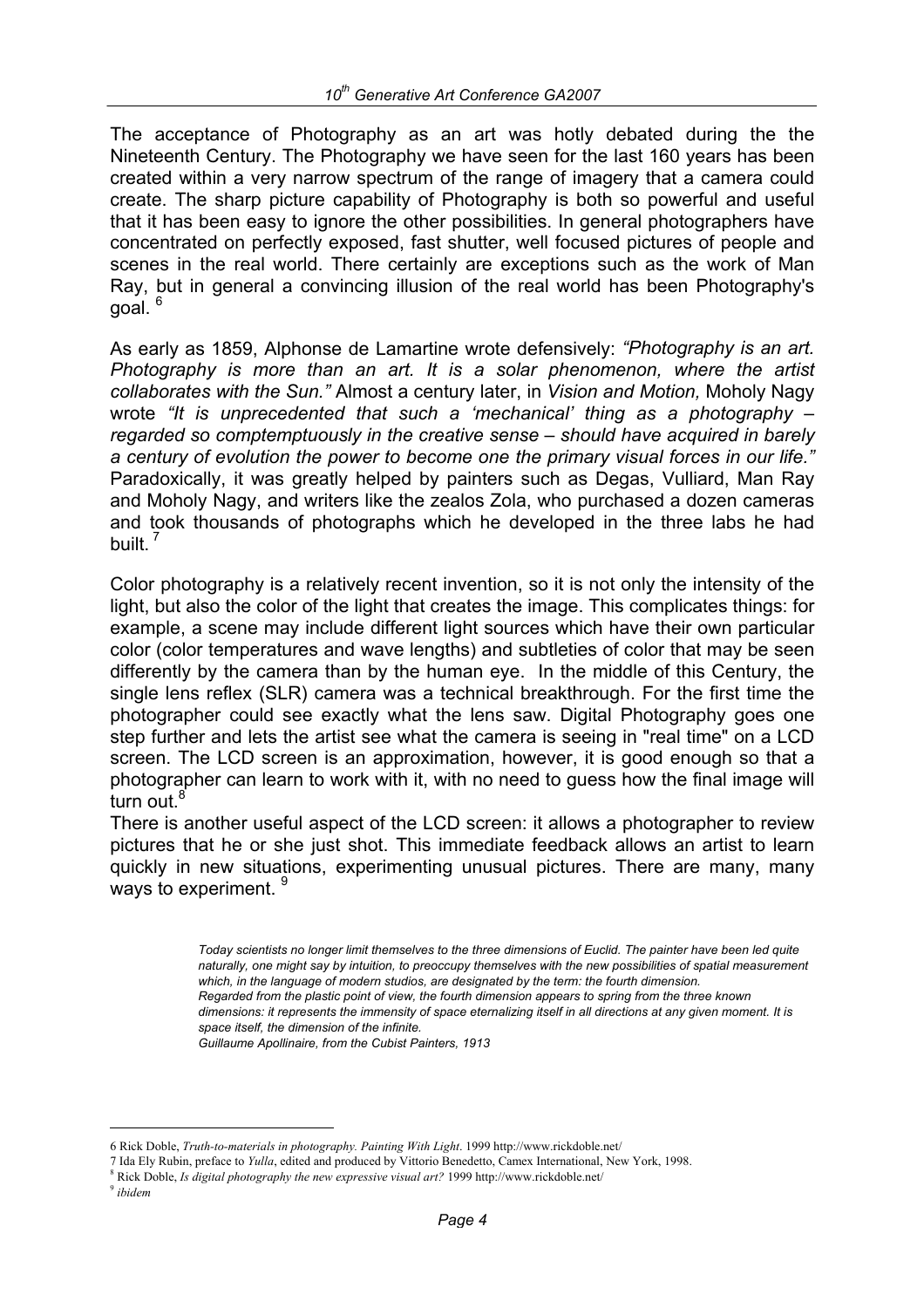The acceptance of Photography as an art was hotly debated during the the Nineteenth Century. The Photography we have seen for the last 160 years has been created within a very narrow spectrum of the range of imagery that a camera could create. The sharp picture capability of Photography is both so powerful and useful that it has been easy to ignore the other possibilities. In general photographers have concentrated on perfectly exposed, fast shutter, well focused pictures of people and scenes in the real world. There certainly are exceptions such as the work of Man Ray, but in general a convincing illusion of the real world has been Photography's goal. [6]

As early as 1859, Alphonse de Lamartine wrote defensively: *"Photography is an art. Photography is more than an art. It is a solar phenomenon, where the artist collaborates with the Sun."* Almost a century later, in *Vision and Motion,* Moholy Nagy wrote *"It is unprecedented that such a 'mechanical' thing as a photography – regarded so comptemptuously in the creative sense – should have acquired in barely a century of evolution the power to become one the primary visual forces in our life."* Paradoxically, it was greatly helped by painters such as Degas, Vulliard, Man Ray and Moholy Nagy, and writers like the zealos Zola, who purchased a dozen cameras and took thousands of photographs which he developed in the three labs he had built. [7]

Color photography is a relatively recent invention, so it is not only the intensity of the light, but also the color of the light that creates the image. This complicates things: for example, a scene may include different light sources which have their own particular color (color temperatures and wave lengths) and subtleties of color that may be seen differently by the camera than by the human eye. In the middle of this Century, the single lens reflex (SLR) camera was a technical breakthrough. For the first time the photographer could see exactly what the lens saw. Digital Photography goes one step further and lets the artist see what the camera is seeing in "real time" on a LCD screen. The LCD screen is an approximation, however, it is good enough so that a photographer can learn to work with it, with no need to guess how the final image will turn out.[8]

There is another useful aspect of the LCD screen: it allows a photographer to review pictures that he or she just shot. This immediate feedback allows an artist to learn quickly in new situations, experimenting unusual pictures. There are many, many ways to experiment. [9]

> *Today scientists no longer limit themselves to the three dimensions of Euclid. The painter have been led quite naturally, one might say by intuition, to preoccupy themselves with the new possibilities of spatial measurement which, in the language of modern studios, are designated by the term: the fourth dimension.*
> *Regarded from the plastic point of view, the fourth dimension appears to spring from the three known dimensions: it represents the immensity of space eternalizing itself in all directions at any given moment. It is space itself, the dimension of the infinite.*
> *Guillaume Apollinaire, from the Cubist Painters, 1913*

---

6 Rick Doble, *Truth-to-materials in photography. Painting With Light*. 1999 http://www.rickdoble.net/

7 Ida Ely Rubin, preface to *Yulla*, edited and produced by Vittorio Benedetto, Camex International, New York, 1998.

8 Rick Doble, *Is digital photography the new expressive visual art?* 1999 http://www.rickdoble.net/

9 *ibidem*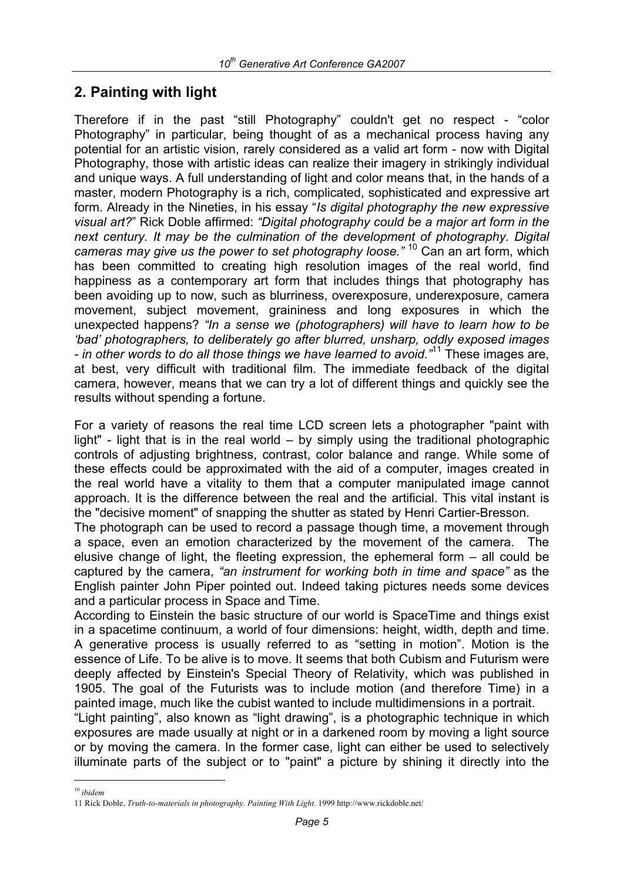## 2. Painting with light

Therefore if in the past "still Photography" couldn't get no respect - "color Photography" in particular, being thought of as a mechanical process having any potential for an artistic vision, rarely considered as a valid art form - now with Digital Photography, those with artistic ideas can realize their imagery in strikingly individual and unique ways. A full understanding of light and color means that, in the hands of a master, modern Photography is a rich, complicated, sophisticated and expressive art form. Already in the Nineties, in his essay "*Is digital photography the new expressive visual art?*" Rick Doble affirmed: *"Digital photography could be a major art form in the next century. It may be the culmination of the development of photography. Digital cameras may give us the power to set photography loose."* [10] Can an art form, which has been committed to creating high resolution images of the real world, find happiness as a contemporary art form that includes things that photography has been avoiding up to now, such as blurriness, overexposure, underexposure, camera movement, subject movement, graininess and long exposures in which the unexpected happens? *"In a sense we (photographers) will have to learn how to be 'bad' photographers, to deliberately go after blurred, unsharp, oddly exposed images - in other words to do all those things we have learned to avoid."*[11] These images are, at best, very difficult with traditional film. The immediate feedback of the digital camera, however, means that we can try a lot of different things and quickly see the results without spending a fortune.

For a variety of reasons the real time LCD screen lets a photographer "paint with light" - light that is in the real world – by simply using the traditional photographic controls of adjusting brightness, contrast, color balance and range. While some of these effects could be approximated with the aid of a computer, images created in the real world have a vitality to them that a computer manipulated image cannot approach. It is the difference between the real and the artificial. This vital instant is the "decisive moment" of snapping the shutter as stated by Henri Cartier-Bresson.

The photograph can be used to record a passage though time, a movement through a space, even an emotion characterized by the movement of the camera. The elusive change of light, the fleeting expression, the ephemeral form – all could be captured by the camera, *"an instrument for working both in time and space"* as the English painter John Piper pointed out. Indeed taking pictures needs some devices and a particular process in Space and Time.

According to Einstein the basic structure of our world is SpaceTime and things exist in a spacetime continuum, a world of four dimensions: height, width, depth and time. A generative process is usually referred to as "setting in motion". Motion is the essence of Life. To be alive is to move. It seems that both Cubism and Futurism were deeply affected by Einstein's Special Theory of Relativity, which was published in 1905. The goal of the Futurists was to include motion (and therefore Time) in a painted image, much like the cubist wanted to include multidimensions in a portrait.

"Light painting", also known as "light drawing", is a photographic technique in which exposures are made usually at night or in a darkened room by moving a light source or by moving the camera. In the former case, light can either be used to selectively illuminate parts of the subject or to "paint" a picture by shining it directly into the

---

[10] *ibidem*

[11] Rick Doble, *Truth-to-materials in photography. Painting With Light*. 1999 http://www.rickdoble.net/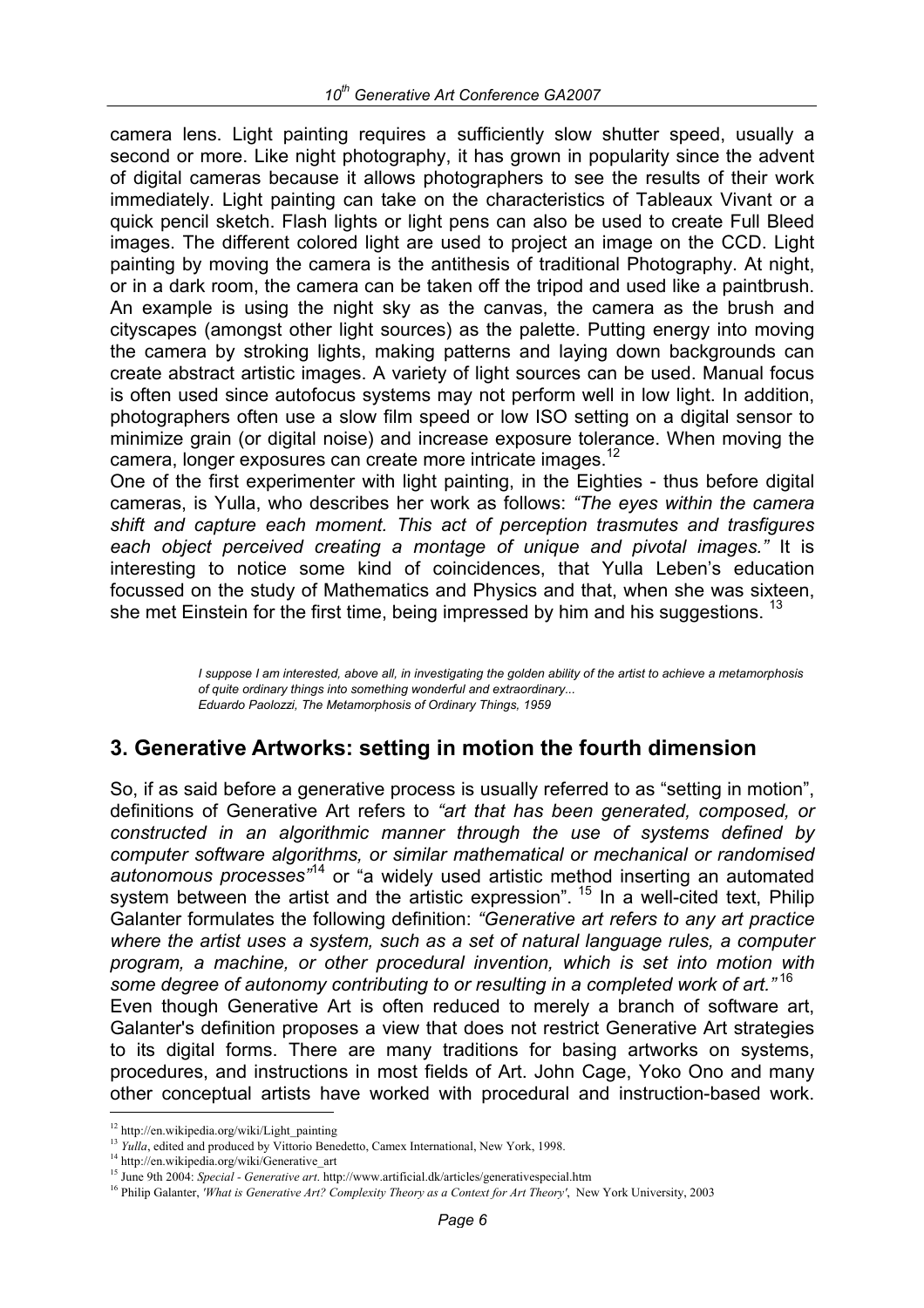camera lens. Light painting requires a sufficiently slow shutter speed, usually a second or more. Like night photography, it has grown in popularity since the advent of digital cameras because it allows photographers to see the results of their work immediately. Light painting can take on the characteristics of Tableaux Vivant or a quick pencil sketch. Flash lights or light pens can also be used to create Full Bleed images. The different colored light are used to project an image on the CCD. Light painting by moving the camera is the antithesis of traditional Photography. At night, or in a dark room, the camera can be taken off the tripod and used like a paintbrush. An example is using the night sky as the canvas, the camera as the brush and cityscapes (amongst other light sources) as the palette. Putting energy into moving the camera by stroking lights, making patterns and laying down backgrounds can create abstract artistic images. A variety of light sources can be used. Manual focus is often used since autofocus systems may not perform well in low light. In addition, photographers often use a slow film speed or low ISO setting on a digital sensor to minimize grain (or digital noise) and increase exposure tolerance. When moving the camera, longer exposures can create more intricate images.[12]

One of the first experimenter with light painting, in the Eighties - thus before digital cameras, is Yulla, who describes her work as follows: *"The eyes within the camera shift and capture each moment. This act of perception trasmutes and trasfigures each object perceived creating a montage of unique and pivotal images."* It is interesting to notice some kind of coincidences, that Yulla Leben's education focussed on the study of Mathematics and Physics and that, when she was sixteen, she met Einstein for the first time, being impressed by him and his suggestions. [13]

> *I suppose I am interested, above all, in investigating the golden ability of the artist to achieve a metamorphosis of quite ordinary things into something wonderful and extraordinary...*
> *Eduardo Paolozzi, The Metamorphosis of Ordinary Things, 1959*

## 3. Generative Artworks: setting in motion the fourth dimension

So, if as said before a generative process is usually referred to as "setting in motion", definitions of Generative Art refers to *"art that has been generated, composed, or constructed in an algorithmic manner through the use of systems defined by computer software algorithms, or similar mathematical or mechanical or randomised autonomous processes"*[14] or "a widely used artistic method inserting an automated system between the artist and the artistic expression". [15] In a well-cited text, Philip Galanter formulates the following definition: *"Generative art refers to any art practice where the artist uses a system, such as a set of natural language rules, a computer program, a machine, or other procedural invention, which is set into motion with some degree of autonomy contributing to or resulting in a completed work of art."*[16]

Even though Generative Art is often reduced to merely a branch of software art, Galanter's definition proposes a view that does not restrict Generative Art strategies to its digital forms. There are many traditions for basing artworks on systems, procedures, and instructions in most fields of Art. John Cage, Yoko Ono and many other conceptual artists have worked with procedural and instruction-based work.

---

[12] http://en.wikipedia.org/wiki/Light_painting
[13] *Yulla*, edited and produced by Vittorio Benedetto, Camex International, New York, 1998.
[14] http://en.wikipedia.org/wiki/Generative_art
[15] June 9th 2004: *Special - Generative art*. http://www.artificial.dk/articles/generativespecial.htm
[16] Philip Galanter, *'What is Generative Art? Complexity Theory as a Context for Art Theory'*, New York University, 2003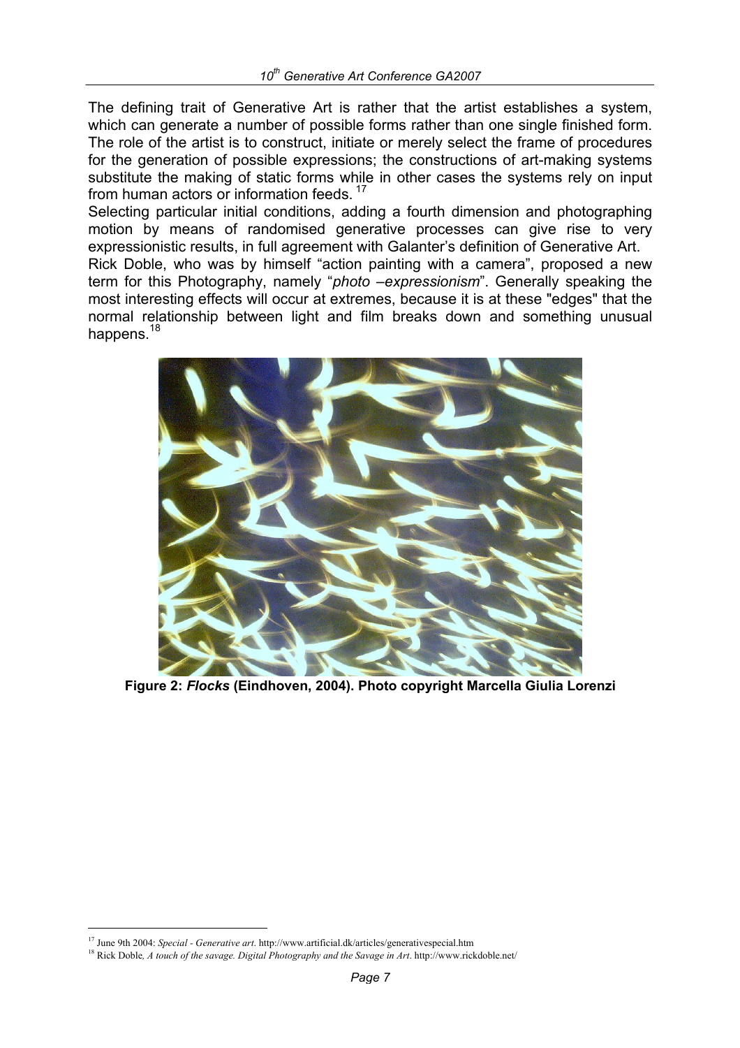The defining trait of Generative Art is rather that the artist establishes a system, which can generate a number of possible forms rather than one single finished form. The role of the artist is to construct, initiate or merely select the frame of procedures for the generation of possible expressions; the constructions of art-making systems substitute the making of static forms while in other cases the systems rely on input from human actors or information feeds. [17]

Selecting particular initial conditions, adding a fourth dimension and photographing motion by means of randomised generative processes can give rise to very expressionistic results, in full agreement with Galanter's definition of Generative Art.

Rick Doble, who was by himself "action painting with a camera", proposed a new term for this Photography, namely "*photo –expressionism*". Generally speaking the most interesting effects will occur at extremes, because it is at these "edges" that the normal relationship between light and film breaks down and something unusual happens. [18]

**Figure 2: *Flocks* (Eindhoven, 2004). Photo copyright Marcella Giulia Lorenzi**

---

[17] June 9th 2004: *Special - Generative art*. http://www.artificial.dk/articles/generativespecial.htm

[18] Rick Doble*, A touch of the savage. Digital Photography and the Savage in Art*. http://www.rickdoble.net/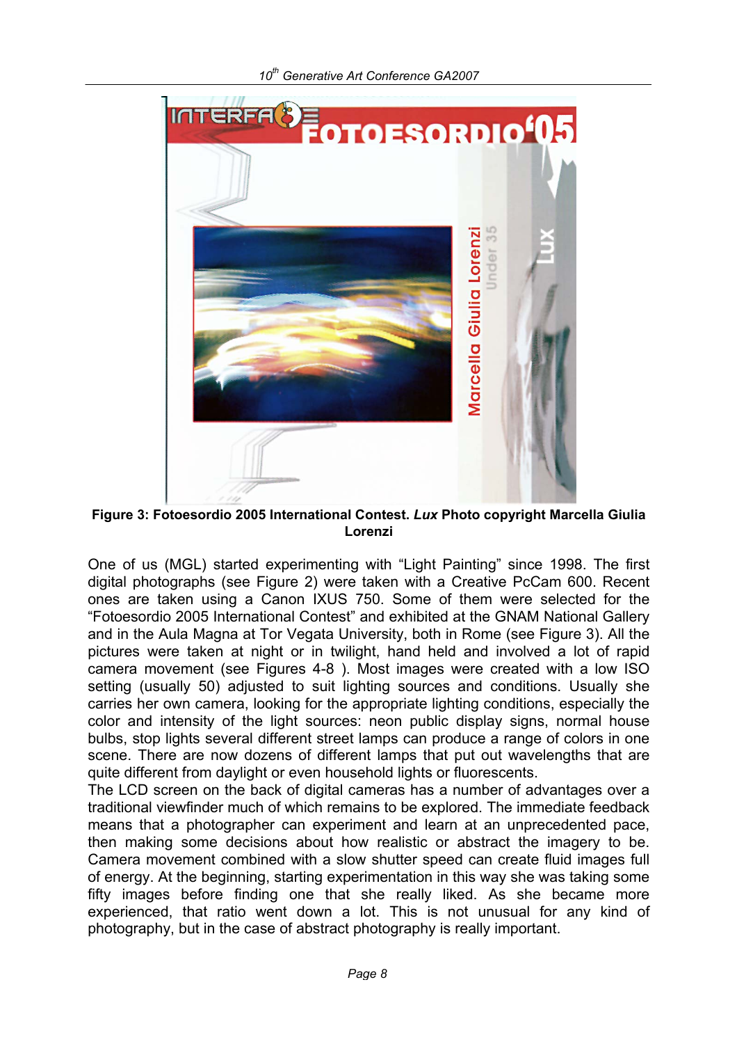**Figure 3: Fotoesordio 2005 International Contest. *Lux* Photo copyright Marcella Giulia Lorenzi**

One of us (MGL) started experimenting with "Light Painting" since 1998. The first digital photographs (see Figure 2) were taken with a Creative PcCam 600. Recent ones are taken using a Canon IXUS 750. Some of them were selected for the "Fotoesordio 2005 International Contest" and exhibited at the GNAM National Gallery and in the Aula Magna at Tor Vegata University, both in Rome (see Figure 3). All the pictures were taken at night or in twilight, hand held and involved a lot of rapid camera movement (see Figures 4-8 ). Most images were created with a low ISO setting (usually 50) adjusted to suit lighting sources and conditions. Usually she carries her own camera, looking for the appropriate lighting conditions, especially the color and intensity of the light sources: neon public display signs, normal house bulbs, stop lights several different street lamps can produce a range of colors in one scene. There are now dozens of different lamps that put out wavelengths that are quite different from daylight or even household lights or fluorescents.

The LCD screen on the back of digital cameras has a number of advantages over a traditional viewfinder much of which remains to be explored. The immediate feedback means that a photographer can experiment and learn at an unprecedented pace, then making some decisions about how realistic or abstract the imagery to be. Camera movement combined with a slow shutter speed can create fluid images full of energy. At the beginning, starting experimentation in this way she was taking some fifty images before finding one that she really liked. As she became more experienced, that ratio went down a lot. This is not unusual for any kind of photography, but in the case of abstract photography is really important.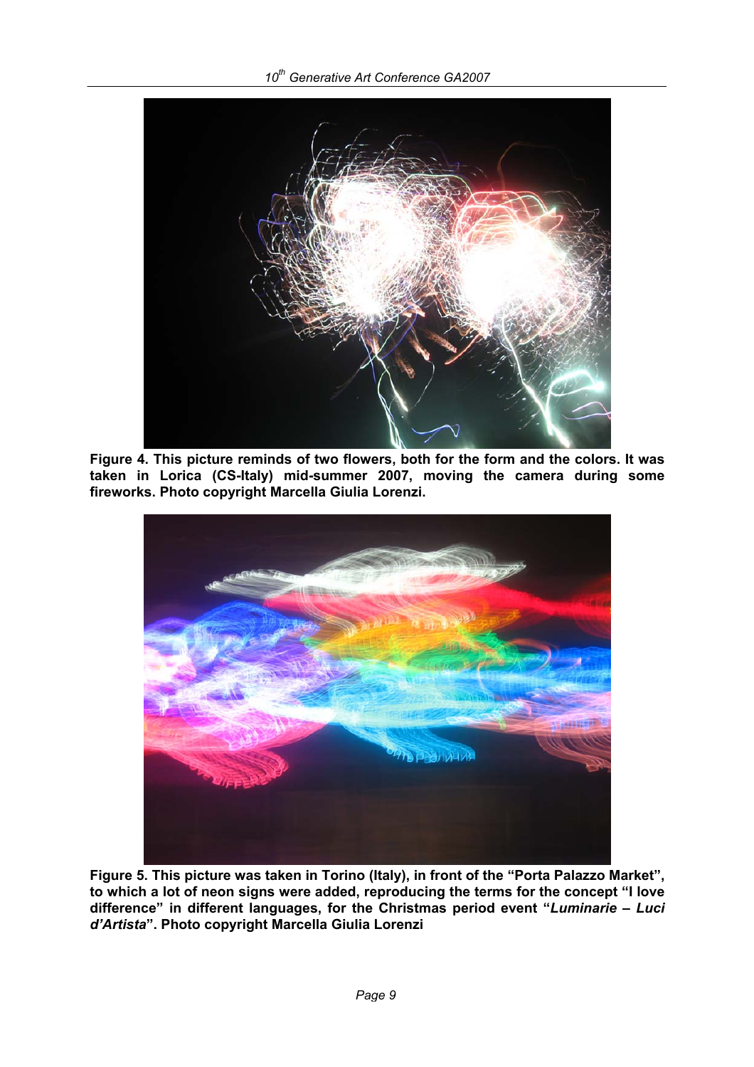**Figure 4. This picture reminds of two flowers, both for the form and the colors. It was taken in Lorica (CS-Italy) mid-summer 2007, moving the camera during some fireworks. Photo copyright Marcella Giulia Lorenzi.**

**Figure 5. This picture was taken in Torino (Italy), in front of the "Porta Palazzo Market", to which a lot of neon signs were added, reproducing the terms for the concept "I love difference" in different languages, for the Christmas period event "*Luminarie – Luci d'Artista*". Photo copyright Marcella Giulia Lorenzi**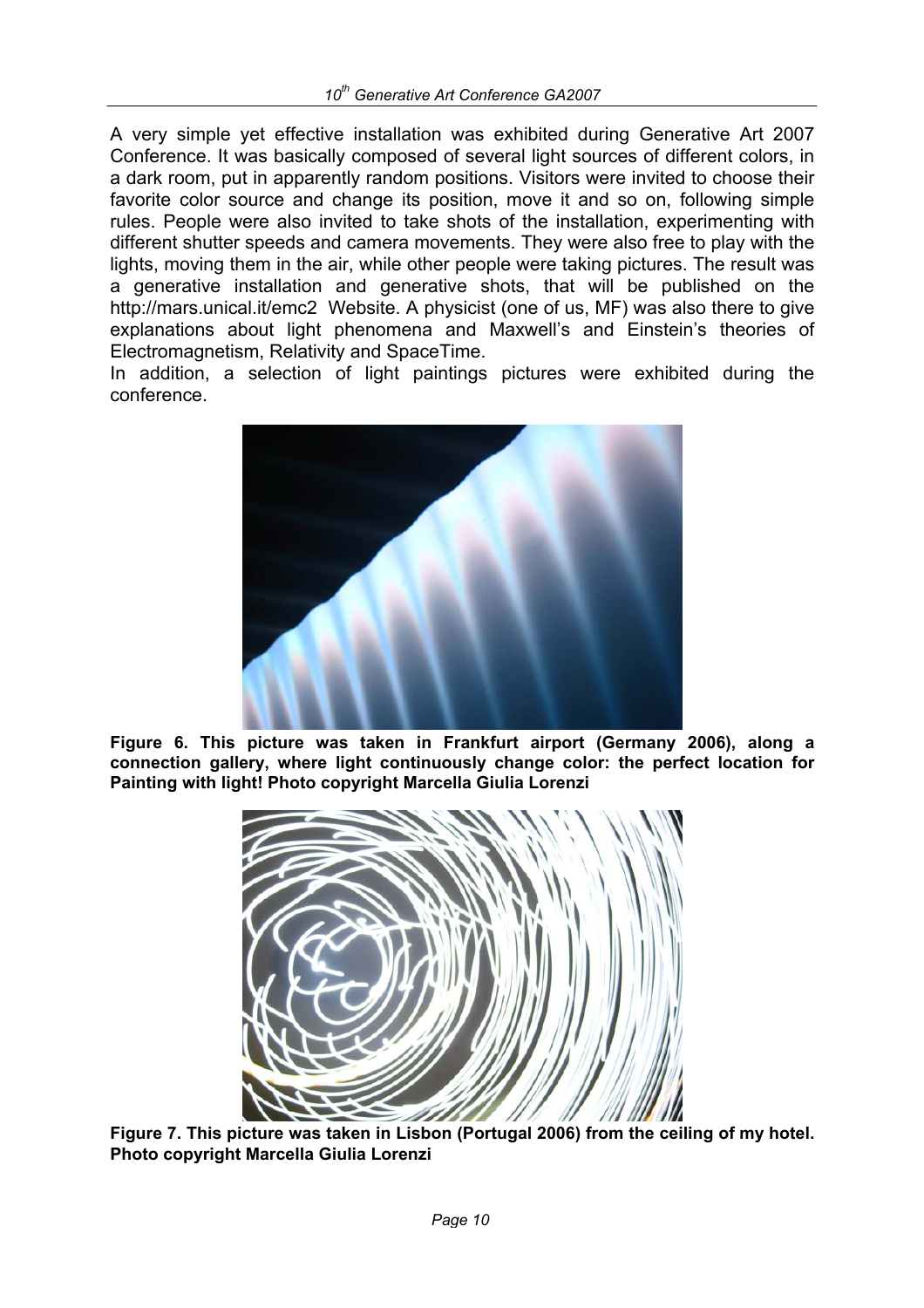A very simple yet effective installation was exhibited during Generative Art 2007 Conference. It was basically composed of several light sources of different colors, in a dark room, put in apparently random positions. Visitors were invited to choose their favorite color source and change its position, move it and so on, following simple rules. People were also invited to take shots of the installation, experimenting with different shutter speeds and camera movements. They were also free to play with the lights, moving them in the air, while other people were taking pictures. The result was a generative installation and generative shots, that will be published on the http://mars.unical.it/emc2 Website. A physicist (one of us, MF) was also there to give explanations about light phenomena and Maxwell's and Einstein's theories of Electromagnetism, Relativity and SpaceTime.

In addition, a selection of light paintings pictures were exhibited during the conference.

**Figure 6. This picture was taken in Frankfurt airport (Germany 2006), along a connection gallery, where light continuously change color: the perfect location for Painting with light! Photo copyright Marcella Giulia Lorenzi**

**Figure 7. This picture was taken in Lisbon (Portugal 2006) from the ceiling of my hotel. Photo copyright Marcella Giulia Lorenzi**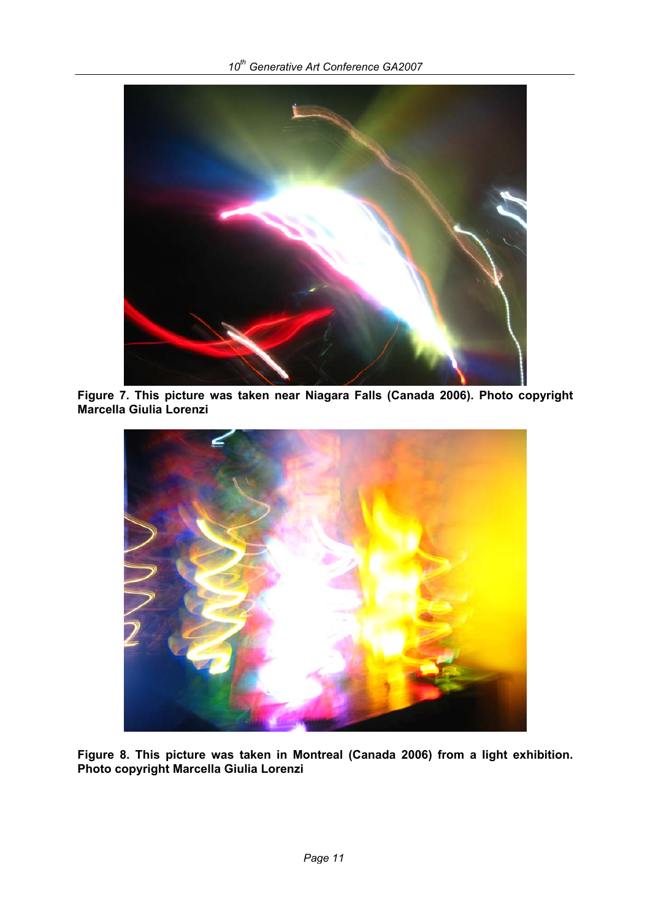**Figure 7. This picture was taken near Niagara Falls (Canada 2006). Photo copyright Marcella Giulia Lorenzi**

**Figure 8. This picture was taken in Montreal (Canada 2006) from a light exhibition. Photo copyright Marcella Giulia Lorenzi**